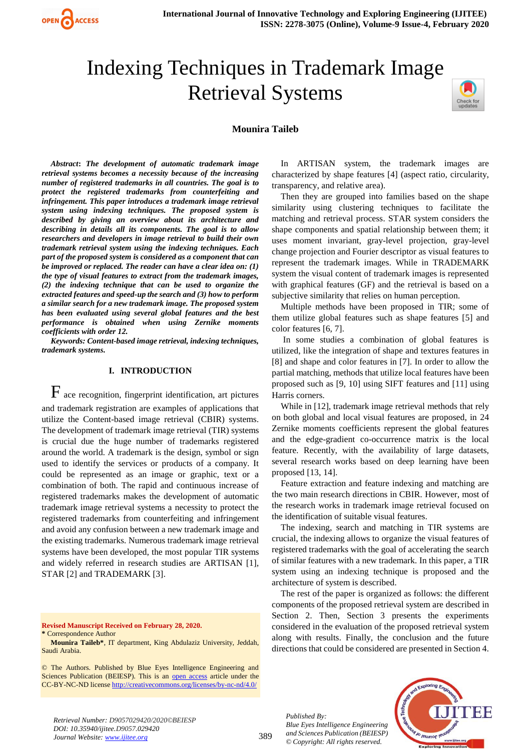# Indexing Techniques in Trademark Image Retrieval Systems

**Mounira Taileb**

***Abstract*: *The development of automatic trademark image retrieval systems becomes a necessity because of the increasing number of registered trademarks in all countries. The goal is to protect the registered trademarks from counterfeiting and infringement. This paper introduces a trademark image retrieval system using indexing techniques. The proposed system is described by giving an overview about its architecture and describing in details all its components. The goal is to allow researchers and developers in image retrieval to build their own trademark retrieval system using the indexing techniques. Each part of the proposed system is considered as a component that can be improved or replaced. The reader can have a clear idea on: (1) the type of visual features to extract from the trademark images, (2) the indexing technique that can be used to organize the extracted features and speed-up the search and (3) how to perform a similar search for a new trademark image. The proposed system has been evaluated using several global features and the best performance is obtained when using Zernike moments coefficients with order 12.***

***Keywords: Content-based image retrieval, indexing techniques, trademark systems.***

## I. INTRODUCTION

Face recognition, fingerprint identification, art pictures and trademark registration are examples of applications that utilize the Content-based image retrieval (CBIR) systems. The development of trademark image retrieval (TIR) systems is crucial due the huge number of trademarks registered around the world. A trademark is the design, symbol or sign used to identify the services or products of a company. It could be represented as an image or graphic, text or a combination of both. The rapid and continuous increase of registered trademarks makes the development of automatic trademark image retrieval systems a necessity to protect the registered trademarks from counterfeiting and infringement and avoid any confusion between a new trademark image and the existing trademarks. Numerous trademark image retrieval systems have been developed, the most popular TIR systems and widely referred in research studies are ARTISAN [1], STAR [2] and TRADEMARK [3].

In ARTISAN system, the trademark images are characterized by shape features [4] (aspect ratio, circularity, transparency, and relative area).

Then they are grouped into families based on the shape similarity using clustering techniques to facilitate the matching and retrieval process. STAR system considers the shape components and spatial relationship between them; it uses moment invariant, gray-level projection, gray-level change projection and Fourier descriptor as visual features to represent the trademark images. While in TRADEMARK system the visual content of trademark images is represented with graphical features (GF) and the retrieval is based on a subjective similarity that relies on human perception.

Multiple methods have been proposed in TIR; some of them utilize global features such as shape features [5] and color features [6, 7].

In some studies a combination of global features is utilized, like the integration of shape and textures features in [8] and shape and color features in [7]. In order to allow the partial matching, methods that utilize local features have been proposed such as [9, 10] using SIFT features and [11] using Harris corners.

While in [12], trademark image retrieval methods that rely on both global and local visual features are proposed, in 24 Zernike moments coefficients represent the global features and the edge-gradient co-occurrence matrix is the local feature. Recently, with the availability of large datasets, several research works based on deep learning have been proposed [13, 14].

Feature extraction and feature indexing and matching are the two main research directions in CBIR. However, most of the research works in trademark image retrieval focused on the identification of suitable visual features.

The indexing, search and matching in TIR systems are crucial, the indexing allows to organize the visual features of registered trademarks with the goal of accelerating the search of similar features with a new trademark. In this paper, a TIR system using an indexing technique is proposed and the architecture of system is described.

The rest of the paper is organized as follows: the different components of the proposed retrieval system are described in Section 2. Then, Section 3 presents the experiments considered in the evaluation of the proposed retrieval system along with results. Finally, the conclusion and the future directions that could be considered are presented in Section 4.

**Revised Manuscript Received on February 28, 2020.**
\* Correspondence Author
**Mounira Taileb\***, IT department, King Abdulaziz University, Jeddah, Saudi Arabia.

© The Authors. Published by Blue Eyes Intelligence Engineering and Sciences Publication (BEIESP). This is an open access article under the CC-BY-NC-ND license http://creativecommons.org/licenses/by-nc-nd/4.0/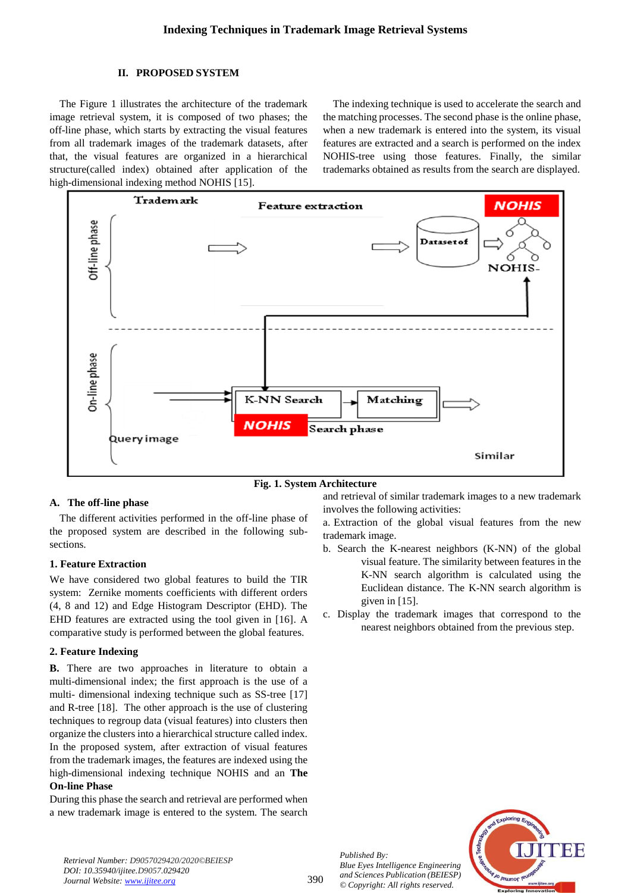## II. PROPOSED SYSTEM

The Figure 1 illustrates the architecture of the trademark image retrieval system, it is composed of two phases; the off-line phase, which starts by extracting the visual features from all trademark images of the trademark datasets, after that, the visual features are organized in a hierarchical structure(called index) obtained after application of the high-dimensional indexing method NOHIS [15].

The indexing technique is used to accelerate the search and the matching processes. The second phase is the online phase, when a new trademark is entered into the system, its visual features are extracted and a search is performed on the index NOHIS-tree using those features. Finally, the similar trademarks obtained as results from the search are displayed.

**Fig. 1. System Architecture**

### A. The off-line phase

The different activities performed in the off-line phase of the proposed system are described in the following sub-sections.

#### 1. Feature Extraction

We have considered two global features to build the TIR system: Zernike moments coefficients with different orders (4, 8 and 12) and Edge Histogram Descriptor (EHD). The EHD features are extracted using the tool given in [16]. A comparative study is performed between the global features.

#### 2. Feature Indexing

**B.** There are two approaches in literature to obtain a multi-dimensional index; the first approach is the use of a multi- dimensional indexing technique such as SS-tree [17] and R-tree [18]. The other approach is the use of clustering techniques to regroup data (visual features) into clusters then organize the clusters into a hierarchical structure called index. In the proposed system, after extraction of visual features from the trademark images, the features are indexed using the high-dimensional indexing technique NOHIS and an **The On-line Phase**

During this phase the search and retrieval are performed when a new trademark image is entered to the system. The search and retrieval of similar trademark images to a new trademark involves the following activities:

a. Extraction of the global visual features from the new trademark image.

b. Search the K-nearest neighbors (K-NN) of the global visual feature. The similarity between features in the K-NN search algorithm is calculated using the Euclidean distance. The K-NN search algorithm is given in [15].

c. Display the trademark images that correspond to the nearest neighbors obtained from the previous step.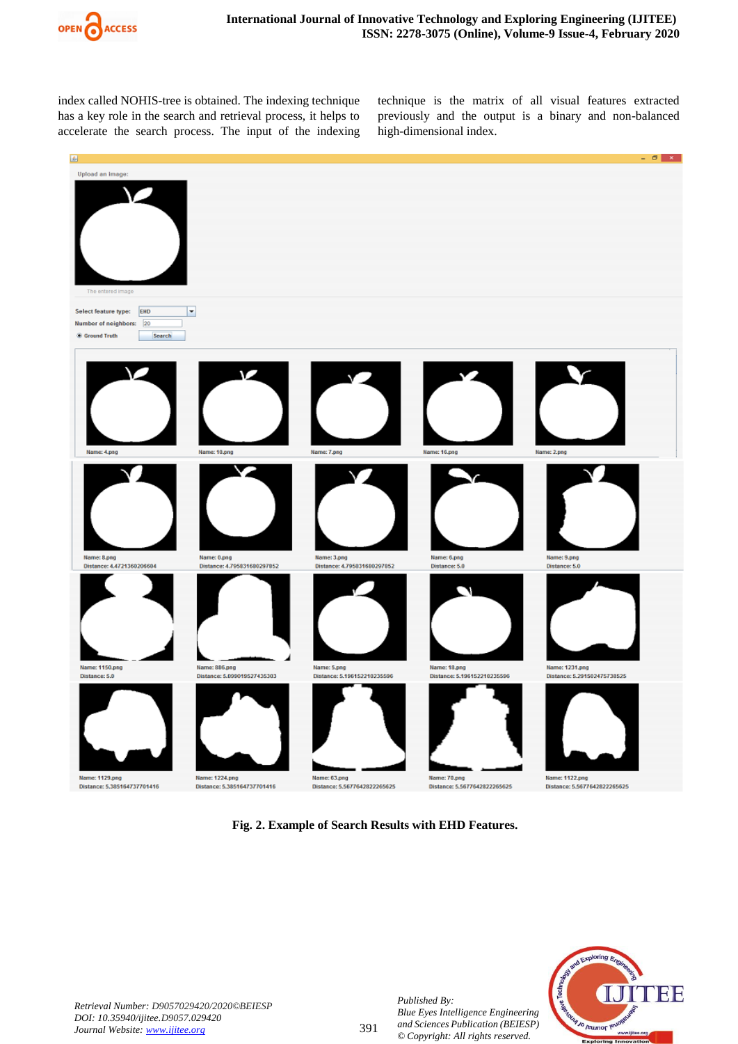index called NOHIS-tree is obtained. The indexing technique has a key role in the search and retrieval process, it helps to accelerate the search process. The input of the indexing technique is the matrix of all visual features extracted previously and the output is a binary and non-balanced high-dimensional index.

**Fig. 2. Example of Search Results with EHD Features.**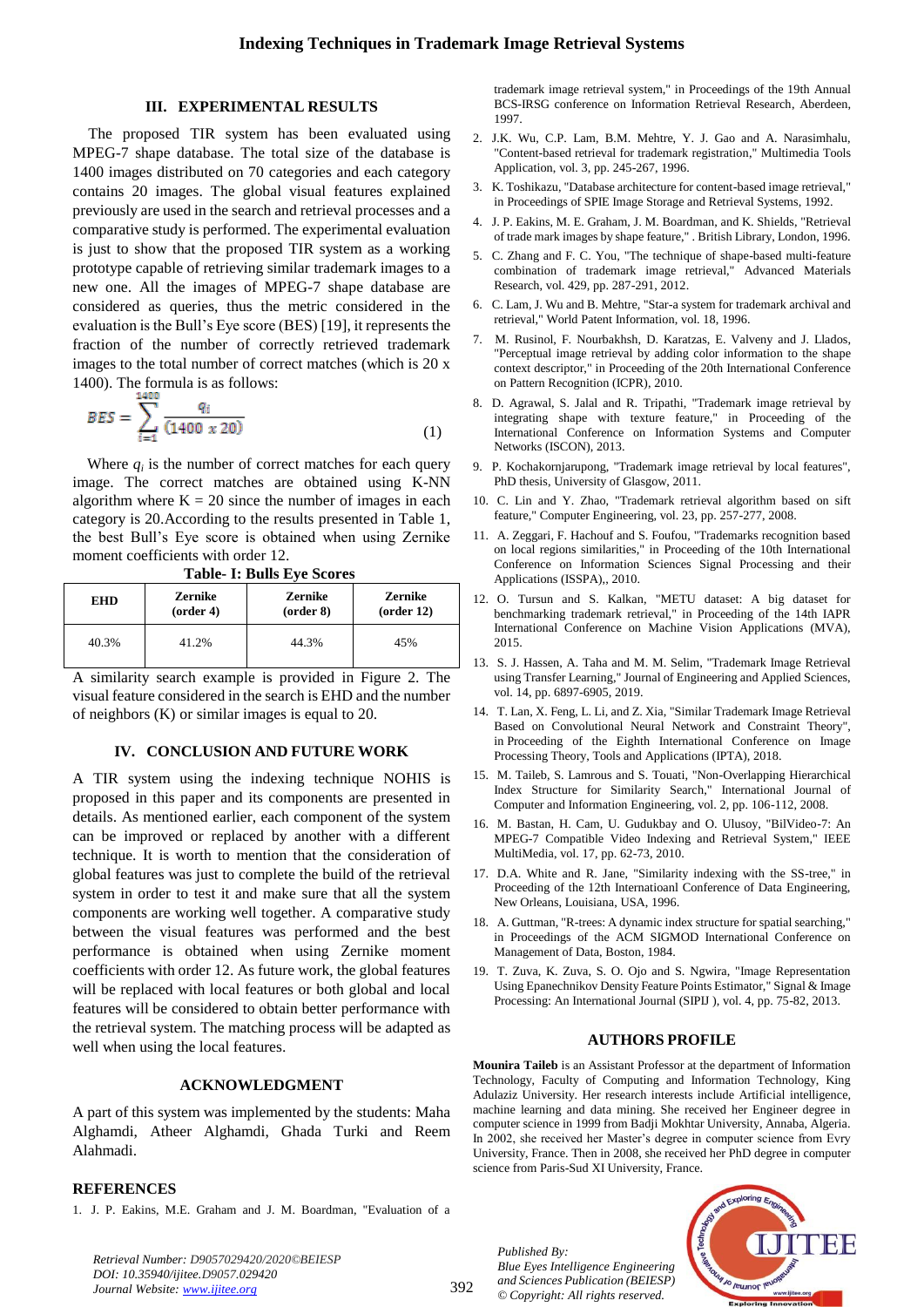## III. EXPERIMENTAL RESULTS

The proposed TIR system has been evaluated using MPEG-7 shape database. The total size of the database is 1400 images distributed on 70 categories and each category contains 20 images. The global visual features explained previously are used in the search and retrieval processes and a comparative study is performed. The experimental evaluation is just to show that the proposed TIR system as a working prototype capable of retrieving similar trademark images to a new one. All the images of MPEG-7 shape database are considered as queries, thus the metric considered in the evaluation is the Bull's Eye score (BES) [19], it represents the fraction of the number of correctly retrieved trademark images to the total number of correct matches (which is 20 x 1400). The formula is as follows:

$$BES = \sum_{i=1}^{1400} \frac{q_i}{(1400 \times 20)} \quad (1)$$

Where $q_i$ is the number of correct matches for each query image. The correct matches are obtained using K-NN algorithm where K = 20 since the number of images in each category is 20.According to the results presented in Table 1, the best Bull's Eye score is obtained when using Zernike moment coefficients with order 12.

**Table- I: Bulls Eye Scores**

| EHD | Zernike (order 4) | Zernike (order 8) | Zernike (order 12) |
|---|---|---|---|
| 40.3% | 41.2% | 44.3% | 45% |

A similarity search example is provided in Figure 2. The visual feature considered in the search is EHD and the number of neighbors (K) or similar images is equal to 20.

## IV. CONCLUSION AND FUTURE WORK

A TIR system using the indexing technique NOHIS is proposed in this paper and its components are presented in details. As mentioned earlier, each component of the system can be improved or replaced by another with a different technique. It is worth to mention that the consideration of global features was just to complete the build of the retrieval system in order to test it and make sure that all the system components are working well together. A comparative study between the visual features was performed and the best performance is obtained when using Zernike moment coefficients with order 12. As future work, the global features will be replaced with local features or both global and local features will be considered to obtain better performance with the retrieval system. The matching process will be adapted as well when using the local features.

## ACKNOWLEDGMENT

A part of this system was implemented by the students: Maha Alghamdi, Atheer Alghamdi, Ghada Turki and Reem Alahmadi.

## REFERENCES

1. J. P. Eakins, M.E. Graham and J. M. Boardman, "Evaluation of a trademark image retrieval system," in Proceedings of the 19th Annual BCS-IRSG conference on Information Retrieval Research, Aberdeen, 1997.
2. J.K. Wu, C.P. Lam, B.M. Mehtre, Y. J. Gao and A. Narasimhalu, "Content-based retrieval for trademark registration," Multimedia Tools Application, vol. 3, pp. 245-267, 1996.
3. K. Toshikazu, "Database architecture for content-based image retrieval," in Proceedings of SPIE Image Storage and Retrieval Systems, 1992.
4. J. P. Eakins, M. E. Graham, J. M. Boardman, and K. Shields, "Retrieval of trade mark images by shape feature," . British Library, London, 1996.
5. C. Zhang and F. C. You, "The technique of shape-based multi-feature combination of trademark image retrieval," Advanced Materials Research, vol. 429, pp. 287-291, 2012.
6. C. Lam, J. Wu and B. Mehtre, "Star-a system for trademark archival and retrieval," World Patent Information, vol. 18, 1996.
7. M. Rusinol, F. Nourbakhsh, D. Karatzas, E. Valveny and J. Llados, "Perceptual image retrieval by adding color information to the shape context descriptor," in Proceeding of the 20th International Conference on Pattern Recognition (ICPR), 2010.
8. D. Agrawal, S. Jalal and R. Tripathi, "Trademark image retrieval by integrating shape with texture feature," in Proceeding of the International Conference on Information Systems and Computer Networks (ISCON), 2013.
9. P. Kochakornjarupong, "Trademark image retrieval by local features", PhD thesis, University of Glasgow, 2011.
10. C. Lin and Y. Zhao, "Trademark retrieval algorithm based on sift feature," Computer Engineering, vol. 23, pp. 257-277, 2008.
11. A. Zeggari, F. Hachouf and S. Foufou, "Trademarks recognition based on local regions similarities," in Proceeding of the 10th International Conference on Information Sciences Signal Processing and their Applications (ISSPA),, 2010.
12. O. Tursun and S. Kalkan, "METU dataset: A big dataset for benchmarking trademark retrieval," in Proceeding of the 14th IAPR International Conference on Machine Vision Applications (MVA), 2015.
13. S. J. Hassen, A. Taha and M. M. Selim, "Trademark Image Retrieval using Transfer Learning," Journal of Engineering and Applied Sciences, vol. 14, pp. 6897-6905, 2019.
14. T. Lan, X. Feng, L. Li, and Z. Xia, "Similar Trademark Image Retrieval Based on Convolutional Neural Network and Constraint Theory", in Proceeding of the Eighth International Conference on Image Processing Theory, Tools and Applications (IPTA), 2018.
15. M. Taileb, S. Lamrous and S. Touati, "Non-Overlapping Hierarchical Index Structure for Similarity Search," International Journal of Computer and Information Engineering, vol. 2, pp. 106-112, 2008.
16. M. Bastan, H. Cam, U. Gudukbay and O. Ulusoy, "BilVideo-7: An MPEG-7 Compatible Video Indexing and Retrieval System," IEEE MultiMedia, vol. 17, pp. 62-73, 2010.
17. D.A. White and R. Jane, "Similarity indexing with the SS-tree," in Proceeding of the 12th Internatioanl Conference of Data Engineering, New Orleans, Louisiana, USA, 1996.
18. A. Guttman, "R-trees: A dynamic index structure for spatial searching," in Proceedings of the ACM SIGMOD International Conference on Management of Data, Boston, 1984.
19. T. Zuva, K. Zuva, S. O. Ojo and S. Ngwira, "Image Representation Using Epanechnikov Density Feature Points Estimator," Signal & Image Processing: An International Journal (SIPIJ ), vol. 4, pp. 75-82, 2013.

## AUTHORS PROFILE

**Mounira Taileb** is an Assistant Professor at the department of Information Technology, Faculty of Computing and Information Technology, King Adulaziz University. Her research interests include Artificial intelligence, machine learning and data mining. She received her Engineer degree in computer science in 1999 from Badji Mokhtar University, Annaba, Algeria. In 2002, she received her Master's degree in computer science from Evry University, France. Then in 2008, she received her PhD degree in computer science from Paris-Sud XI University, France.